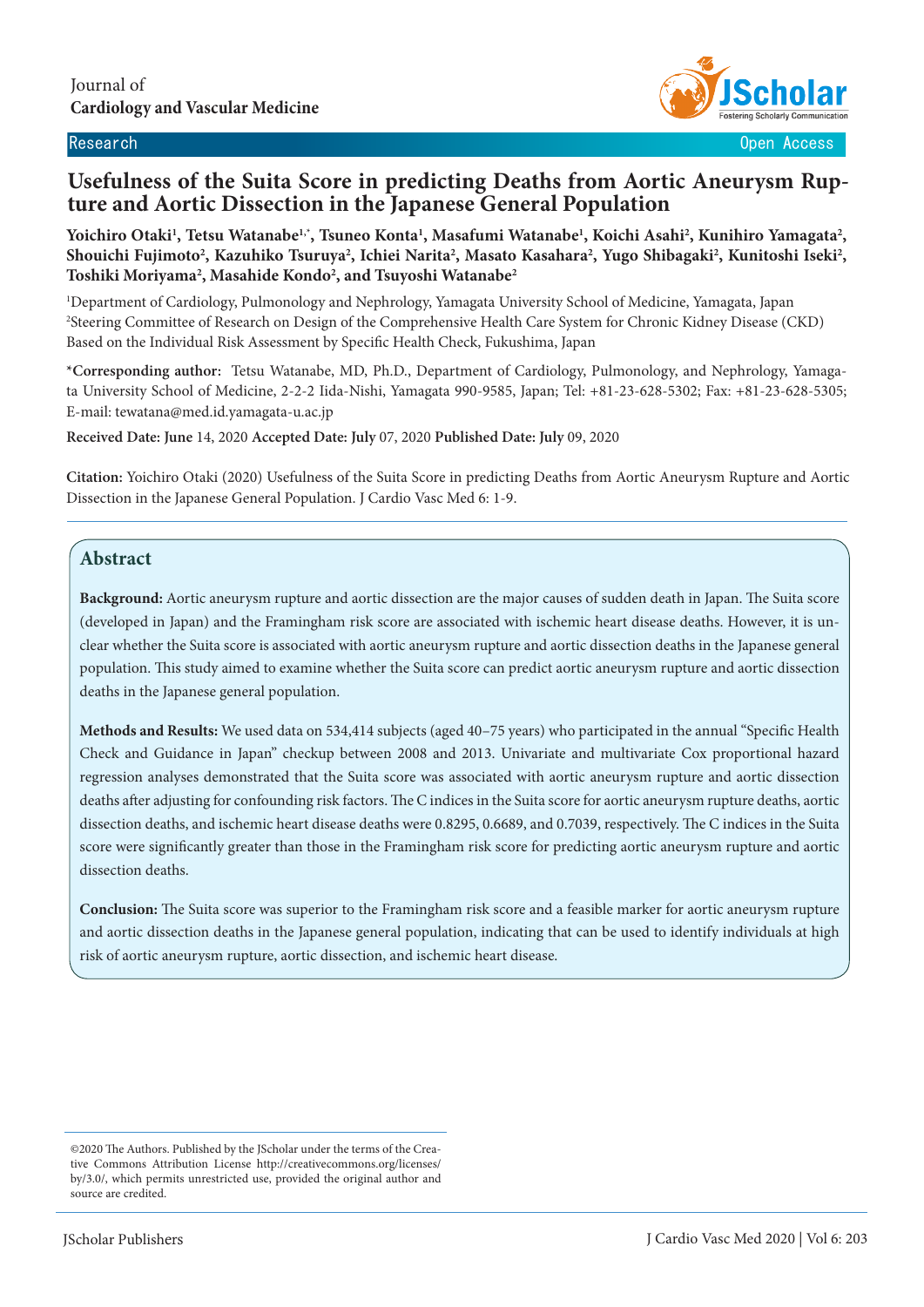Journal of
**Cardiology and Vascular Medicine**

Research | Open Access

# Usefulness of the Suita Score in predicting Deaths from Aortic Aneurysm Rupture and Aortic Dissection in the Japanese General Population

**Yoichiro Otaki[1], Tetsu Watanabe[1,*], Tsuneo Konta[1], Masafumi Watanabe[1], Koichi Asahi[2], Kunihiro Yamagata[2], Shouichi Fujimoto[2], Kazuhiko Tsuruya[2], Ichiei Narita[2], Masato Kasahara[2], Yugo Shibagaki[2], Kunitoshi Iseki[2], Toshiki Moriyama[2], Masahide Kondo[2], and Tsuyoshi Watanabe[2]**

[1]Department of Cardiology, Pulmonology and Nephrology, Yamagata University School of Medicine, Yamagata, Japan
[2]Steering Committee of Research on Design of the Comprehensive Health Care System for Chronic Kidney Disease (CKD) Based on the Individual Risk Assessment by Specific Health Check, Fukushima, Japan

***Corresponding author:** Tetsu Watanabe, MD, Ph.D., Department of Cardiology, Pulmonology, and Nephrology, Yamagata University School of Medicine, 2-2-2 Iida-Nishi, Yamagata 990-9585, Japan; Tel: +81-23-628-5302; Fax: +81-23-628-5305; E-mail: tewatana@med.id.yamagata-u.ac.jp

**Received Date: June** 14, 2020 **Accepted Date: July** 07, 2020 **Published Date: July** 09, 2020

**Citation:** Yoichiro Otaki (2020) Usefulness of the Suita Score in predicting Deaths from Aortic Aneurysm Rupture and Aortic Dissection in the Japanese General Population. J Cardio Vasc Med 6: 1-9.

## Abstract

**Background:** Aortic aneurysm rupture and aortic dissection are the major causes of sudden death in Japan. The Suita score (developed in Japan) and the Framingham risk score are associated with ischemic heart disease deaths. However, it is unclear whether the Suita score is associated with aortic aneurysm rupture and aortic dissection deaths in the Japanese general population. This study aimed to examine whether the Suita score can predict aortic aneurysm rupture and aortic dissection deaths in the Japanese general population.

**Methods and Results:** We used data on 534,414 subjects (aged 40–75 years) who participated in the annual "Specific Health Check and Guidance in Japan" checkup between 2008 and 2013. Univariate and multivariate Cox proportional hazard regression analyses demonstrated that the Suita score was associated with aortic aneurysm rupture and aortic dissection deaths after adjusting for confounding risk factors. The C indices in the Suita score for aortic aneurysm rupture deaths, aortic dissection deaths, and ischemic heart disease deaths were 0.8295, 0.6689, and 0.7039, respectively. The C indices in the Suita score were significantly greater than those in the Framingham risk score for predicting aortic aneurysm rupture and aortic dissection deaths.

**Conclusion:** The Suita score was superior to the Framingham risk score and a feasible marker for aortic aneurysm rupture and aortic dissection deaths in the Japanese general population, indicating that can be used to identify individuals at high risk of aortic aneurysm rupture, aortic dissection, and ischemic heart disease.

©2020 The Authors. Published by the JScholar under the terms of the Creative Commons Attribution License http://creativecommons.org/licenses/by/3.0/, which permits unrestricted use, provided the original author and source are credited.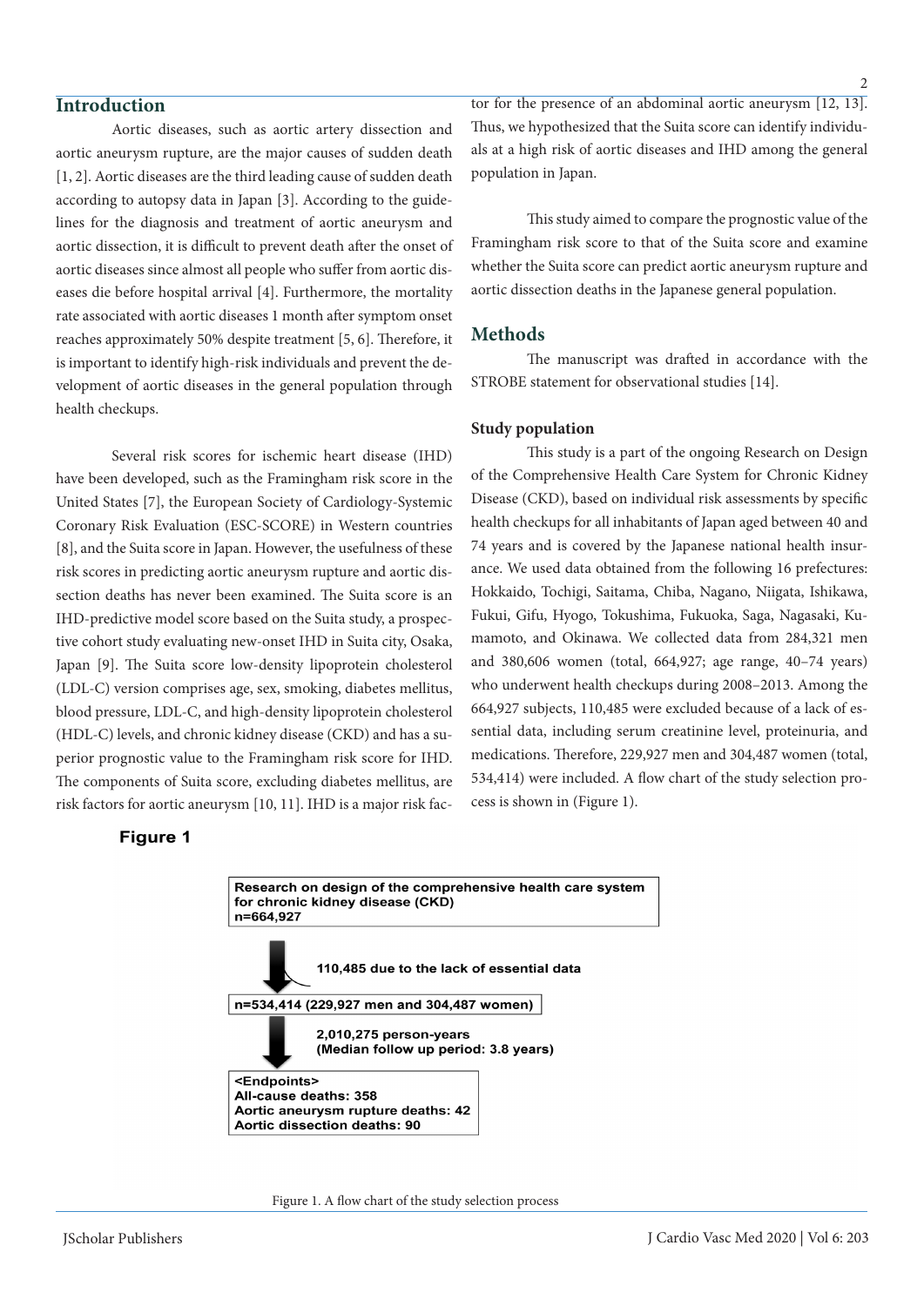## Introduction

Aortic diseases, such as aortic artery dissection and aortic aneurysm rupture, are the major causes of sudden death [1, 2]. Aortic diseases are the third leading cause of sudden death according to autopsy data in Japan [3]. According to the guidelines for the diagnosis and treatment of aortic aneurysm and aortic dissection, it is difficult to prevent death after the onset of aortic diseases since almost all people who suffer from aortic diseases die before hospital arrival [4]. Furthermore, the mortality rate associated with aortic diseases 1 month after symptom onset reaches approximately 50% despite treatment [5, 6]. Therefore, it is important to identify high-risk individuals and prevent the development of aortic diseases in the general population through health checkups.

Several risk scores for ischemic heart disease (IHD) have been developed, such as the Framingham risk score in the United States [7], the European Society of Cardiology-Systemic Coronary Risk Evaluation (ESC-SCORE) in Western countries [8], and the Suita score in Japan. However, the usefulness of these risk scores in predicting aortic aneurysm rupture and aortic dissection deaths has never been examined. The Suita score is an IHD-predictive model score based on the Suita study, a prospective cohort study evaluating new-onset IHD in Suita city, Osaka, Japan [9]. The Suita score low-density lipoprotein cholesterol (LDL-C) version comprises age, sex, smoking, diabetes mellitus, blood pressure, LDL-C, and high-density lipoprotein cholesterol (HDL-C) levels, and chronic kidney disease (CKD) and has a superior prognostic value to the Framingham risk score for IHD. The components of Suita score, excluding diabetes mellitus, are risk factors for aortic aneurysm [10, 11]. IHD is a major risk factor for the presence of an abdominal aortic aneurysm [12, 13]. Thus, we hypothesized that the Suita score can identify individuals at a high risk of aortic diseases and IHD among the general population in Japan.

This study aimed to compare the prognostic value of the Framingham risk score to that of the Suita score and examine whether the Suita score can predict aortic aneurysm rupture and aortic dissection deaths in the Japanese general population.

## Methods

The manuscript was drafted in accordance with the STROBE statement for observational studies [14].

### Study population

This study is a part of the ongoing Research on Design of the Comprehensive Health Care System for Chronic Kidney Disease (CKD), based on individual risk assessments by specific health checkups for all inhabitants of Japan aged between 40 and 74 years and is covered by the Japanese national health insurance. We used data obtained from the following 16 prefectures: Hokkaido, Tochigi, Saitama, Chiba, Nagano, Niigata, Ishikawa, Fukui, Gifu, Hyogo, Tokushima, Fukuoka, Saga, Nagasaki, Kumamoto, and Okinawa. We collected data from 284,321 men and 380,606 women (total, 664,927; age range, 40–74 years) who underwent health checkups during 2008–2013. Among the 664,927 subjects, 110,485 were excluded because of a lack of essential data, including serum creatinine level, proteinuria, and medications. Therefore, 229,927 men and 304,487 women (total, 534,414) were included. A flow chart of the study selection process is shown in (Figure 1).

**Figure 1**

Research on design of the comprehensive health care system for chronic kidney disease (CKD)
n=664,927

↓ 110,485 due to the lack of essential data

n=534,414 (229,927 men and 304,487 women)

↓ 2,010,275 person-years (Median follow up period: 3.8 years)

<Endpoints>
All-cause deaths: 358
Aortic aneurysm rupture deaths: 42
Aortic dissection deaths: 90

Figure 1. A flow chart of the study selection process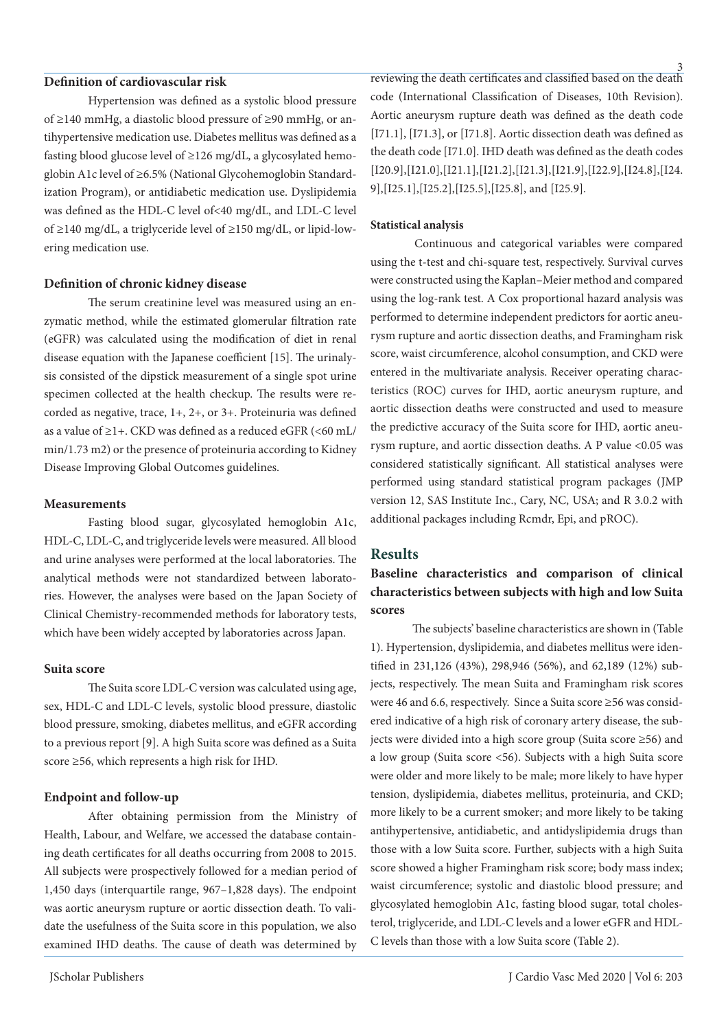#### Definition of cardiovascular risk

Hypertension was defined as a systolic blood pressure of ≥140 mmHg, a diastolic blood pressure of ≥90 mmHg, or antihypertensive medication use. Diabetes mellitus was defined as a fasting blood glucose level of ≥126 mg/dL, a glycosylated hemoglobin A1c level of ≥6.5% (National Glycohemoglobin Standardization Program), or antidiabetic medication use. Dyslipidemia was defined as the HDL-C level of<40 mg/dL, and LDL-C level of ≥140 mg/dL, a triglyceride level of ≥150 mg/dL, or lipid-lowering medication use.

#### Definition of chronic kidney disease

The serum creatinine level was measured using an enzymatic method, while the estimated glomerular filtration rate (eGFR) was calculated using the modification of diet in renal disease equation with the Japanese coefficient [15]. The urinalysis consisted of the dipstick measurement of a single spot urine specimen collected at the health checkup. The results were recorded as negative, trace, 1+, 2+, or 3+. Proteinuria was defined as a value of ≥1+. CKD was defined as a reduced eGFR (<60 mL/min/1.73 m2) or the presence of proteinuria according to Kidney Disease Improving Global Outcomes guidelines.

#### Measurements

Fasting blood sugar, glycosylated hemoglobin A1c, HDL-C, LDL-C, and triglyceride levels were measured. All blood and urine analyses were performed at the local laboratories. The analytical methods were not standardized between laboratories. However, the analyses were based on the Japan Society of Clinical Chemistry-recommended methods for laboratory tests, which have been widely accepted by laboratories across Japan.

#### Suita score

The Suita score LDL-C version was calculated using age, sex, HDL-C and LDL-C levels, systolic blood pressure, diastolic blood pressure, smoking, diabetes mellitus, and eGFR according to a previous report [9]. A high Suita score was defined as a Suita score ≥56, which represents a high risk for IHD.

#### Endpoint and follow-up

After obtaining permission from the Ministry of Health, Labour, and Welfare, we accessed the database containing death certificates for all deaths occurring from 2008 to 2015. All subjects were prospectively followed for a median period of 1,450 days (interquartile range, 967–1,828 days). The endpoint was aortic aneurysm rupture or aortic dissection death. To validate the usefulness of the Suita score in this population, we also examined IHD deaths. The cause of death was determined by reviewing the death certificates and classified based on the death code (International Classification of Diseases, 10th Revision). Aortic aneurysm rupture death was defined as the death code [I71.1], [I71.3], or [I71.8]. Aortic dissection death was defined as the death code [I71.0]. IHD death was defined as the death codes [I20.9],[I21.0],[I21.1],[I21.2],[I21.3],[I21.9],[I22.9],[I24.8],[I24.9],[I25.1],[I25.2],[I25.5],[I25.8], and [I25.9].

#### Statistical analysis

Continuous and categorical variables were compared using the t-test and chi-square test, respectively. Survival curves were constructed using the Kaplan–Meier method and compared using the log-rank test. A Cox proportional hazard analysis was performed to determine independent predictors for aortic aneurysm rupture and aortic dissection deaths, and Framingham risk score, waist circumference, alcohol consumption, and CKD were entered in the multivariate analysis. Receiver operating characteristics (ROC) curves for IHD, aortic aneurysm rupture, and aortic dissection deaths were constructed and used to measure the predictive accuracy of the Suita score for IHD, aortic aneurysm rupture, and aortic dissection deaths. A P value <0.05 was considered statistically significant. All statistical analyses were performed using standard statistical program packages (JMP version 12, SAS Institute Inc., Cary, NC, USA; and R 3.0.2 with additional packages including Rcmdr, Epi, and pROC).

## Results

### Baseline characteristics and comparison of clinical characteristics between subjects with high and low Suita scores

The subjects' baseline characteristics are shown in (Table 1). Hypertension, dyslipidemia, and diabetes mellitus were identified in 231,126 (43%), 298,946 (56%), and 62,189 (12%) subjects, respectively. The mean Suita and Framingham risk scores were 46 and 6.6, respectively. Since a Suita score ≥56 was considered indicative of a high risk of coronary artery disease, the subjects were divided into a high score group (Suita score ≥56) and a low group (Suita score <56). Subjects with a high Suita score were older and more likely to be male; more likely to have hyper tension, dyslipidemia, diabetes mellitus, proteinuria, and CKD; more likely to be a current smoker; and more likely to be taking antihypertensive, antidiabetic, and antidyslipidemia drugs than those with a low Suita score. Further, subjects with a high Suita score showed a higher Framingham risk score; body mass index; waist circumference; systolic and diastolic blood pressure; and glycosylated hemoglobin A1c, fasting blood sugar, total cholesterol, triglyceride, and LDL-C levels and a lower eGFR and HDL-C levels than those with a low Suita score (Table 2).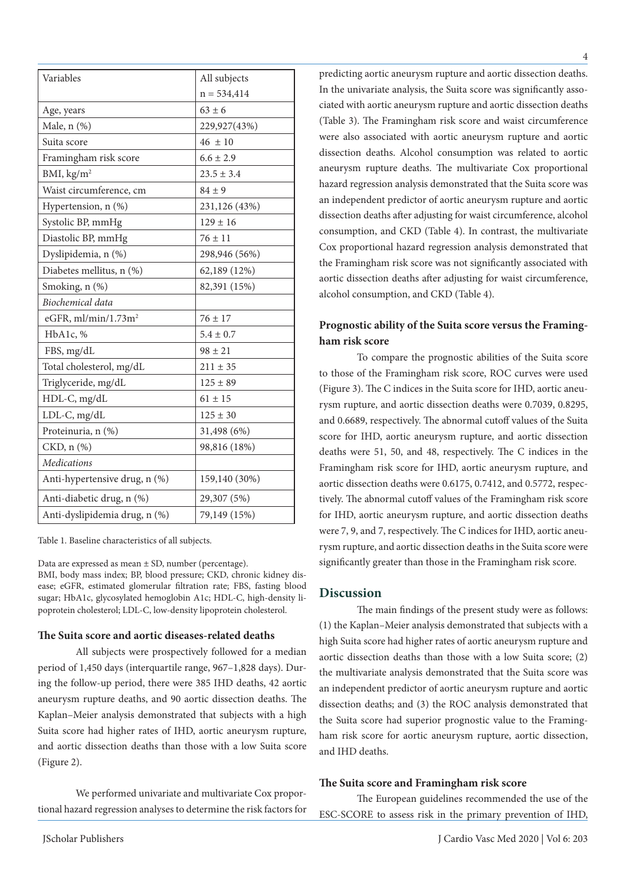| Variables | All subjects n = 534,414 |
| --- | --- |
| Age, years | 63 ± 6 |
| Male, n (%) | 229,927(43%) |
| Suita score | 46 ± 10 |
| Framingham risk score | 6.6 ± 2.9 |
| BMI, kg/m$^2$ | 23.5 ± 3.4 |
| Waist circumference, cm | 84 ± 9 |
| Hypertension, n (%) | 231,126 (43%) |
| Systolic BP, mmHg | 129 ± 16 |
| Diastolic BP, mmHg | 76 ± 11 |
| Dyslipidemia, n (%) | 298,946 (56%) |
| Diabetes mellitus, n (%) | 62,189 (12%) |
| Smoking, n (%) | 82,391 (15%) |
| *Biochemical data* | |
| eGFR, ml/min/1.73m$^2$ | 76 ± 17 |
| HbA1c, % | 5.4 ± 0.7 |
| FBS, mg/dL | 98 ± 21 |
| Total cholesterol, mg/dL | 211 ± 35 |
| Triglyceride, mg/dL | 125 ± 89 |
| HDL-C, mg/dL | 61 ± 15 |
| LDL-C, mg/dL | 125 ± 30 |
| Proteinuria, n (%) | 31,498 (6%) |
| CKD, n (%) | 98,816 (18%) |
| *Medications* | |
| Anti-hypertensive drug, n (%) | 159,140 (30%) |
| Anti-diabetic drug, n (%) | 29,307 (5%) |
| Anti-dyslipidemia drug, n (%) | 79,149 (15%) |

Table 1. Baseline characteristics of all subjects.

Data are expressed as mean ± SD, number (percentage).
BMI, body mass index; BP, blood pressure; CKD, chronic kidney disease; eGFR, estimated glomerular filtration rate; FBS, fasting blood sugar; HbA1c, glycosylated hemoglobin A1c; HDL-C, high-density lipoprotein cholesterol; LDL-C, low-density lipoprotein cholesterol.

### The Suita score and aortic diseases-related deaths

All subjects were prospectively followed for a median period of 1,450 days (interquartile range, 967–1,828 days). During the follow-up period, there were 385 IHD deaths, 42 aortic aneurysm rupture deaths, and 90 aortic dissection deaths. The Kaplan–Meier analysis demonstrated that subjects with a high Suita score had higher rates of IHD, aortic aneurysm rupture, and aortic dissection deaths than those with a low Suita score (Figure 2).

We performed univariate and multivariate Cox proportional hazard regression analyses to determine the risk factors for predicting aortic aneurysm rupture and aortic dissection deaths. In the univariate analysis, the Suita score was significantly associated with aortic aneurysm rupture and aortic dissection deaths (Table 3). The Framingham risk score and waist circumference were also associated with aortic aneurysm rupture and aortic dissection deaths. Alcohol consumption was related to aortic aneurysm rupture deaths. The multivariate Cox proportional hazard regression analysis demonstrated that the Suita score was an independent predictor of aortic aneurysm rupture and aortic dissection deaths after adjusting for waist circumference, alcohol consumption, and CKD (Table 4). In contrast, the multivariate Cox proportional hazard regression analysis demonstrated that the Framingham risk score was not significantly associated with aortic dissection deaths after adjusting for waist circumference, alcohol consumption, and CKD (Table 4).

### Prognostic ability of the Suita score versus the Framingham risk score

To compare the prognostic abilities of the Suita score to those of the Framingham risk score, ROC curves were used (Figure 3). The C indices in the Suita score for IHD, aortic aneurysm rupture, and aortic dissection deaths were 0.7039, 0.8295, and 0.6689, respectively. The abnormal cutoff values of the Suita score for IHD, aortic aneurysm rupture, and aortic dissection deaths were 51, 50, and 48, respectively. The C indices in the Framingham risk score for IHD, aortic aneurysm rupture, and aortic dissection deaths were 0.6175, 0.7412, and 0.5772, respectively. The abnormal cutoff values of the Framingham risk score for IHD, aortic aneurysm rupture, and aortic dissection deaths were 7, 9, and 7, respectively. The C indices for IHD, aortic aneurysm rupture, and aortic dissection deaths in the Suita score were significantly greater than those in the Framingham risk score.

## Discussion

The main findings of the present study were as follows: (1) the Kaplan–Meier analysis demonstrated that subjects with a high Suita score had higher rates of aortic aneurysm rupture and aortic dissection deaths than those with a low Suita score; (2) the multivariate analysis demonstrated that the Suita score was an independent predictor of aortic aneurysm rupture and aortic dissection deaths; and (3) the ROC analysis demonstrated that the Suita score had superior prognostic value to the Framingham risk score for aortic aneurysm rupture, aortic dissection, and IHD deaths.

### The Suita score and Framingham risk score

The European guidelines recommended the use of the ESC-SCORE to assess risk in the primary prevention of IHD,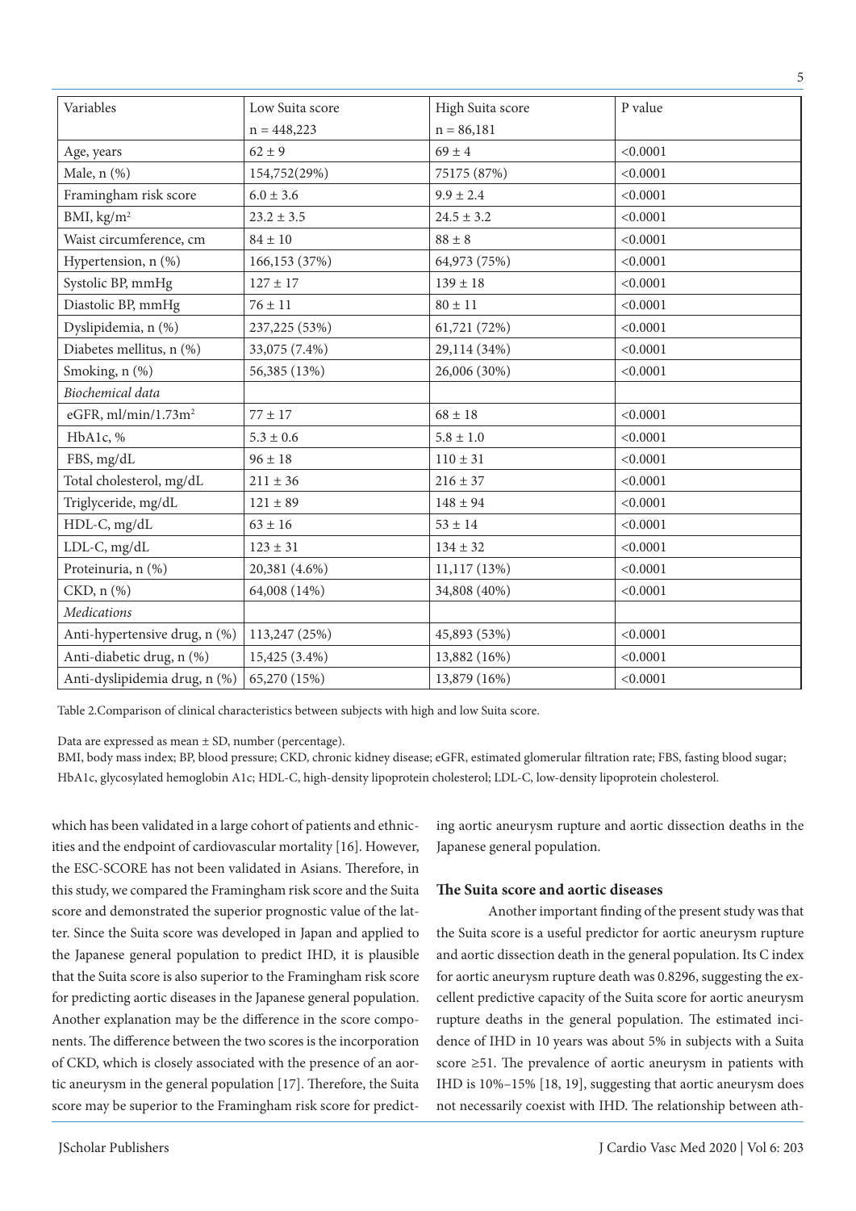| Variables | Low Suita score | High Suita score | P value |
|---|---|---|---|
| | n = 448,223 | n = 86,181 | |
| Age, years | 62 ± 9 | 69 ± 4 | <0.0001 |
| Male, n (%) | 154,752(29%) | 75175 (87%) | <0.0001 |
| Framingham risk score | 6.0 ± 3.6 | 9.9 ± 2.4 | <0.0001 |
| BMI, kg/m$^2$ | 23.2 ± 3.5 | 24.5 ± 3.2 | <0.0001 |
| Waist circumference, cm | 84 ± 10 | 88 ± 8 | <0.0001 |
| Hypertension, n (%) | 166,153 (37%) | 64,973 (75%) | <0.0001 |
| Systolic BP, mmHg | 127 ± 17 | 139 ± 18 | <0.0001 |
| Diastolic BP, mmHg | 76 ± 11 | 80 ± 11 | <0.0001 |
| Dyslipidemia, n (%) | 237,225 (53%) | 61,721 (72%) | <0.0001 |
| Diabetes mellitus, n (%) | 33,075 (7.4%) | 29,114 (34%) | <0.0001 |
| Smoking, n (%) | 56,385 (13%) | 26,006 (30%) | <0.0001 |
| *Biochemical data* | | | |
| eGFR, ml/min/1.73m$^2$ | 77 ± 17 | 68 ± 18 | <0.0001 |
| HbA1c, % | 5.3 ± 0.6 | 5.8 ± 1.0 | <0.0001 |
| FBS, mg/dL | 96 ± 18 | 110 ± 31 | <0.0001 |
| Total cholesterol, mg/dL | 211 ± 36 | 216 ± 37 | <0.0001 |
| Triglyceride, mg/dL | 121 ± 89 | 148 ± 94 | <0.0001 |
| HDL-C, mg/dL | 63 ± 16 | 53 ± 14 | <0.0001 |
| LDL-C, mg/dL | 123 ± 31 | 134 ± 32 | <0.0001 |
| Proteinuria, n (%) | 20,381 (4.6%) | 11,117 (13%) | <0.0001 |
| CKD, n (%) | 64,008 (14%) | 34,808 (40%) | <0.0001 |
| *Medications* | | | |
| Anti-hypertensive drug, n (%) | 113,247 (25%) | 45,893 (53%) | <0.0001 |
| Anti-diabetic drug, n (%) | 15,425 (3.4%) | 13,882 (16%) | <0.0001 |
| Anti-dyslipidemia drug, n (%) | 65,270 (15%) | 13,879 (16%) | <0.0001 |

Table 2.Comparison of clinical characteristics between subjects with high and low Suita score.

Data are expressed as mean ± SD, number (percentage).

BMI, body mass index; BP, blood pressure; CKD, chronic kidney disease; eGFR, estimated glomerular filtration rate; FBS, fasting blood sugar; HbA1c, glycosylated hemoglobin A1c; HDL-C, high-density lipoprotein cholesterol; LDL-C, low-density lipoprotein cholesterol.

which has been validated in a large cohort of patients and ethnicities and the endpoint of cardiovascular mortality [16]. However, the ESC-SCORE has not been validated in Asians. Therefore, in this study, we compared the Framingham risk score and the Suita score and demonstrated the superior prognostic value of the latter. Since the Suita score was developed in Japan and applied to the Japanese general population to predict IHD, it is plausible that the Suita score is also superior to the Framingham risk score for predicting aortic diseases in the Japanese general population. Another explanation may be the difference in the score components. The difference between the two scores is the incorporation of CKD, which is closely associated with the presence of an aortic aneurysm in the general population [17]. Therefore, the Suita score may be superior to the Framingham risk score for predicting aortic aneurysm rupture and aortic dissection deaths in the Japanese general population.

### The Suita score and aortic diseases

Another important finding of the present study was that the Suita score is a useful predictor for aortic aneurysm rupture and aortic dissection death in the general population. Its C index for aortic aneurysm rupture death was 0.8296, suggesting the excellent predictive capacity of the Suita score for aortic aneurysm rupture deaths in the general population. The estimated incidence of IHD in 10 years was about 5% in subjects with a Suita score ≥51. The prevalence of aortic aneurysm in patients with IHD is 10%–15% [18, 19], suggesting that aortic aneurysm does not necessarily coexist with IHD. The relationship between ath-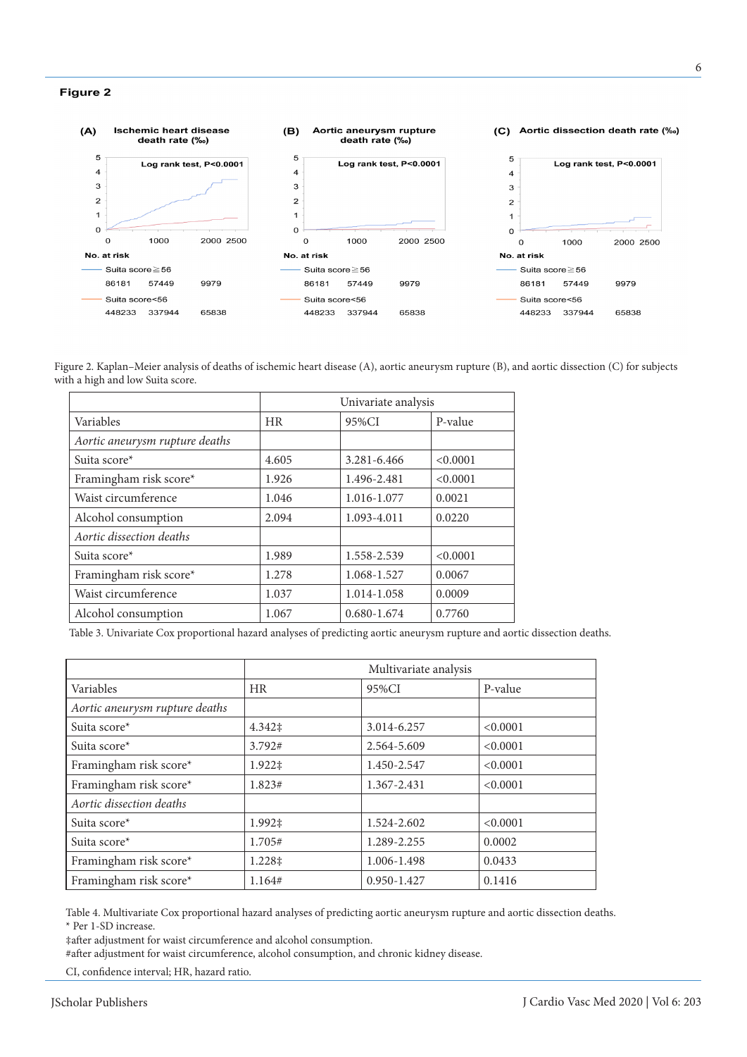**Figure 2**

Figure 2. Kaplan–Meier analysis of deaths of ischemic heart disease (A), aortic aneurysm rupture (B), and aortic dissection (C) for subjects with a high and low Suita score.

| | Univariate analysis | | |
|---|---|---|---|
| Variables | HR | 95%CI | P-value |
| *Aortic aneurysm rupture deaths* | | | |
| Suita score* | 4.605 | 3.281-6.466 | <0.0001 |
| Framingham risk score* | 1.926 | 1.496-2.481 | <0.0001 |
| Waist circumference | 1.046 | 1.016-1.077 | 0.0021 |
| Alcohol consumption | 2.094 | 1.093-4.011 | 0.0220 |
| *Aortic dissection deaths* | | | |
| Suita score* | 1.989 | 1.558-2.539 | <0.0001 |
| Framingham risk score* | 1.278 | 1.068-1.527 | 0.0067 |
| Waist circumference | 1.037 | 1.014-1.058 | 0.0009 |
| Alcohol consumption | 1.067 | 0.680-1.674 | 0.7760 |

Table 3. Univariate Cox proportional hazard analyses of predicting aortic aneurysm rupture and aortic dissection deaths.

| | Multivariate analysis | | |
|---|---|---|---|
| Variables | HR | 95%CI | P-value |
| *Aortic aneurysm rupture deaths* | | | |
| Suita score* | 4.342‡ | 3.014-6.257 | <0.0001 |
| Suita score* | 3.792# | 2.564-5.609 | <0.0001 |
| Framingham risk score* | 1.922‡ | 1.450-2.547 | <0.0001 |
| Framingham risk score* | 1.823# | 1.367-2.431 | <0.0001 |
| *Aortic dissection deaths* | | | |
| Suita score* | 1.992‡ | 1.524-2.602 | <0.0001 |
| Suita score* | 1.705# | 1.289-2.255 | 0.0002 |
| Framingham risk score* | 1.228‡ | 1.006-1.498 | 0.0433 |
| Framingham risk score* | 1.164# | 0.950-1.427 | 0.1416 |

Table 4. Multivariate Cox proportional hazard analyses of predicting aortic aneurysm rupture and aortic dissection deaths.

\* Per 1-SD increase.

‡after adjustment for waist circumference and alcohol consumption.

#after adjustment for waist circumference, alcohol consumption, and chronic kidney disease.

CI, confidence interval; HR, hazard ratio.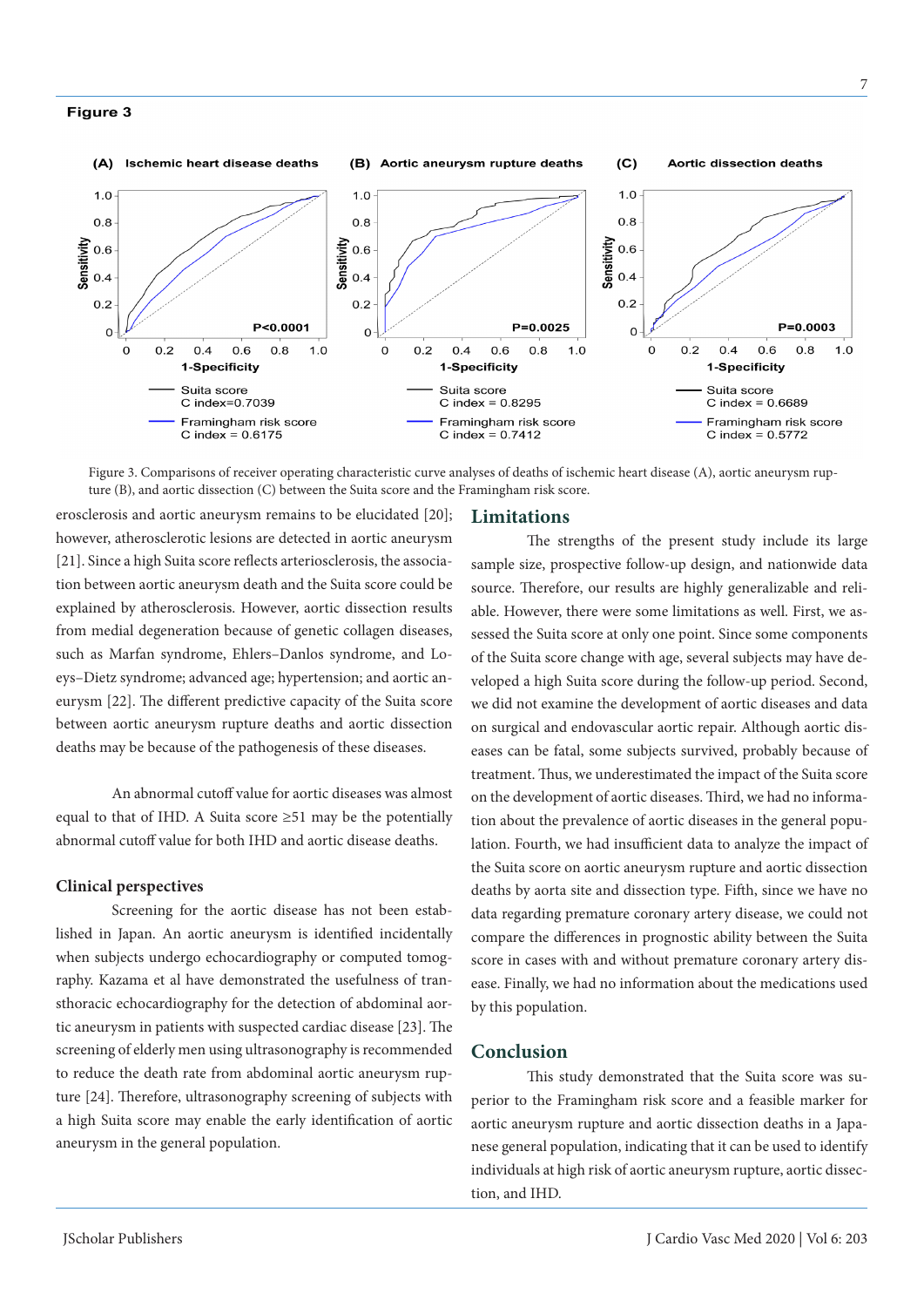**Figure 3**

Figure 3. Comparisons of receiver operating characteristic curve analyses of deaths of ischemic heart disease (A), aortic aneurysm rupture (B), and aortic dissection (C) between the Suita score and the Framingham risk score.

erosclerosis and aortic aneurysm remains to be elucidated [20]; however, atherosclerotic lesions are detected in aortic aneurysm [21]. Since a high Suita score reflects arteriosclerosis, the association between aortic aneurysm death and the Suita score could be explained by atherosclerosis. However, aortic dissection results from medial degeneration because of genetic collagen diseases, such as Marfan syndrome, Ehlers–Danlos syndrome, and Loeys–Dietz syndrome; advanced age; hypertension; and aortic aneurysm [22]. The different predictive capacity of the Suita score between aortic aneurysm rupture deaths and aortic dissection deaths may be because of the pathogenesis of these diseases.

An abnormal cutoff value for aortic diseases was almost equal to that of IHD. A Suita score ≥51 may be the potentially abnormal cutoff value for both IHD and aortic disease deaths.

### Clinical perspectives

Screening for the aortic disease has not been established in Japan. An aortic aneurysm is identified incidentally when subjects undergo echocardiography or computed tomography. Kazama et al have demonstrated the usefulness of transthoracic echocardiography for the detection of abdominal aortic aneurysm in patients with suspected cardiac disease [23]. The screening of elderly men using ultrasonography is recommended to reduce the death rate from abdominal aortic aneurysm rupture [24]. Therefore, ultrasonography screening of subjects with a high Suita score may enable the early identification of aortic aneurysm in the general population.

## Limitations

The strengths of the present study include its large sample size, prospective follow-up design, and nationwide data source. Therefore, our results are highly generalizable and reliable. However, there were some limitations as well. First, we assessed the Suita score at only one point. Since some components of the Suita score change with age, several subjects may have developed a high Suita score during the follow-up period. Second, we did not examine the development of aortic diseases and data on surgical and endovascular aortic repair. Although aortic diseases can be fatal, some subjects survived, probably because of treatment. Thus, we underestimated the impact of the Suita score on the development of aortic diseases. Third, we had no information about the prevalence of aortic diseases in the general population. Fourth, we had insufficient data to analyze the impact of the Suita score on aortic aneurysm rupture and aortic dissection deaths by aorta site and dissection type. Fifth, since we have no data regarding premature coronary artery disease, we could not compare the differences in prognostic ability between the Suita score in cases with and without premature coronary artery disease. Finally, we had no information about the medications used by this population.

## Conclusion

This study demonstrated that the Suita score was superior to the Framingham risk score and a feasible marker for aortic aneurysm rupture and aortic dissection deaths in a Japanese general population, indicating that it can be used to identify individuals at high risk of aortic aneurysm rupture, aortic dissection, and IHD.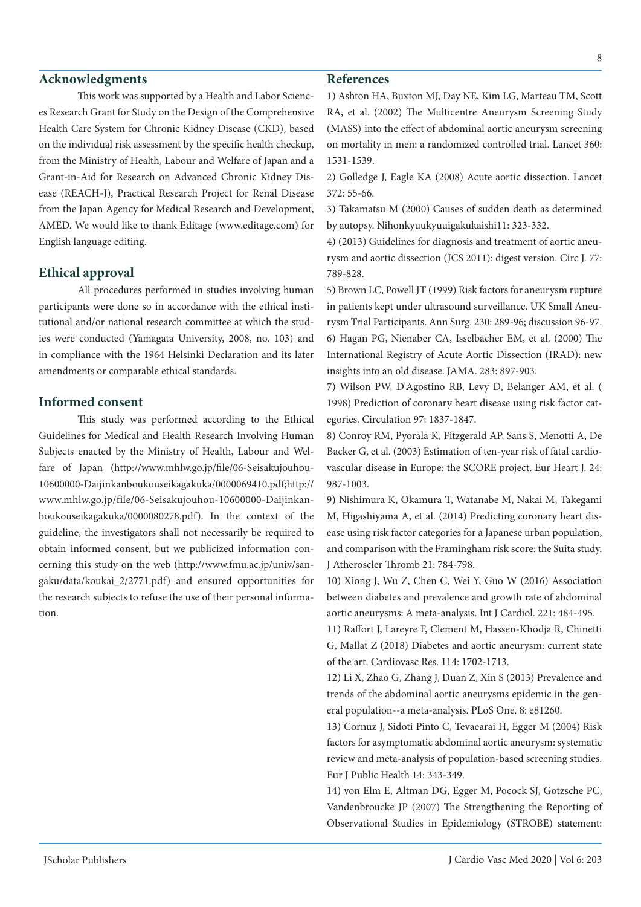## Acknowledgments

This work was supported by a Health and Labor Sciences Research Grant for Study on the Design of the Comprehensive Health Care System for Chronic Kidney Disease (CKD), based on the individual risk assessment by the specific health checkup, from the Ministry of Health, Labour and Welfare of Japan and a Grant-in-Aid for Research on Advanced Chronic Kidney Disease (REACH-J), Practical Research Project for Renal Disease from the Japan Agency for Medical Research and Development, AMED. We would like to thank Editage (www.editage.com) for English language editing.

## Ethical approval

All procedures performed in studies involving human participants were done so in accordance with the ethical institutional and/or national research committee at which the studies were conducted (Yamagata University, 2008, no. 103) and in compliance with the 1964 Helsinki Declaration and its later amendments or comparable ethical standards.

## Informed consent

This study was performed according to the Ethical Guidelines for Medical and Health Research Involving Human Subjects enacted by the Ministry of Health, Labour and Welfare of Japan (http://www.mhlw.go.jp/file/06-Seisakujouhou-10600000-Daijinkanboukouseikagakuka/0000069410.pdf;http://www.mhlw.go.jp/file/06-Seisakujouhou-10600000-Daijinkanboukouseikagakuka/0000080278.pdf). In the context of the guideline, the investigators shall not necessarily be required to obtain informed consent, but we publicized information concerning this study on the web (http://www.fmu.ac.jp/univ/sangaku/data/koukai_2/2771.pdf) and ensured opportunities for the research subjects to refuse the use of their personal information.

## References

1) Ashton HA, Buxton MJ, Day NE, Kim LG, Marteau TM, Scott RA, et al. (2002) The Multicentre Aneurysm Screening Study (MASS) into the effect of abdominal aortic aneurysm screening on mortality in men: a randomized controlled trial. Lancet 360: 1531-1539.

2) Golledge J, Eagle KA (2008) Acute aortic dissection. Lancet 372: 55-66.

3) Takamatsu M (2000) Causes of sudden death as determined by autopsy. Nihonkyuukyuuigakukaishi11: 323-332.

4) (2013) Guidelines for diagnosis and treatment of aortic aneurysm and aortic dissection (JCS 2011): digest version. Circ J. 77: 789-828.

5) Brown LC, Powell JT (1999) Risk factors for aneurysm rupture in patients kept under ultrasound surveillance. UK Small Aneurysm Trial Participants. Ann Surg. 230: 289-96; discussion 96-97.

6) Hagan PG, Nienaber CA, Isselbacher EM, et al. (2000) The International Registry of Acute Aortic Dissection (IRAD): new insights into an old disease. JAMA. 283: 897-903.

7) Wilson PW, D'Agostino RB, Levy D, Belanger AM, et al. ( 1998) Prediction of coronary heart disease using risk factor categories. Circulation 97: 1837-1847.

8) Conroy RM, Pyorala K, Fitzgerald AP, Sans S, Menotti A, De Backer G, et al. (2003) Estimation of ten-year risk of fatal cardiovascular disease in Europe: the SCORE project. Eur Heart J. 24: 987-1003.

9) Nishimura K, Okamura T, Watanabe M, Nakai M, Takegami M, Higashiyama A, et al. (2014) Predicting coronary heart disease using risk factor categories for a Japanese urban population, and comparison with the Framingham risk score: the Suita study. J Atheroscler Thromb 21: 784-798.

10) Xiong J, Wu Z, Chen C, Wei Y, Guo W (2016) Association between diabetes and prevalence and growth rate of abdominal aortic aneurysms: A meta-analysis. Int J Cardiol. 221: 484-495.

11) Raffort J, Lareyre F, Clement M, Hassen-Khodja R, Chinetti G, Mallat Z (2018) Diabetes and aortic aneurysm: current state of the art. Cardiovasc Res. 114: 1702-1713.

12) Li X, Zhao G, Zhang J, Duan Z, Xin S (2013) Prevalence and trends of the abdominal aortic aneurysms epidemic in the general population--a meta-analysis. PLoS One. 8: e81260.

13) Cornuz J, Sidoti Pinto C, Tevaearai H, Egger M (2004) Risk factors for asymptomatic abdominal aortic aneurysm: systematic review and meta-analysis of population-based screening studies. Eur J Public Health 14: 343-349.

14) von Elm E, Altman DG, Egger M, Pocock SJ, Gotzsche PC, Vandenbroucke JP (2007) The Strengthening the Reporting of Observational Studies in Epidemiology (STROBE) statement: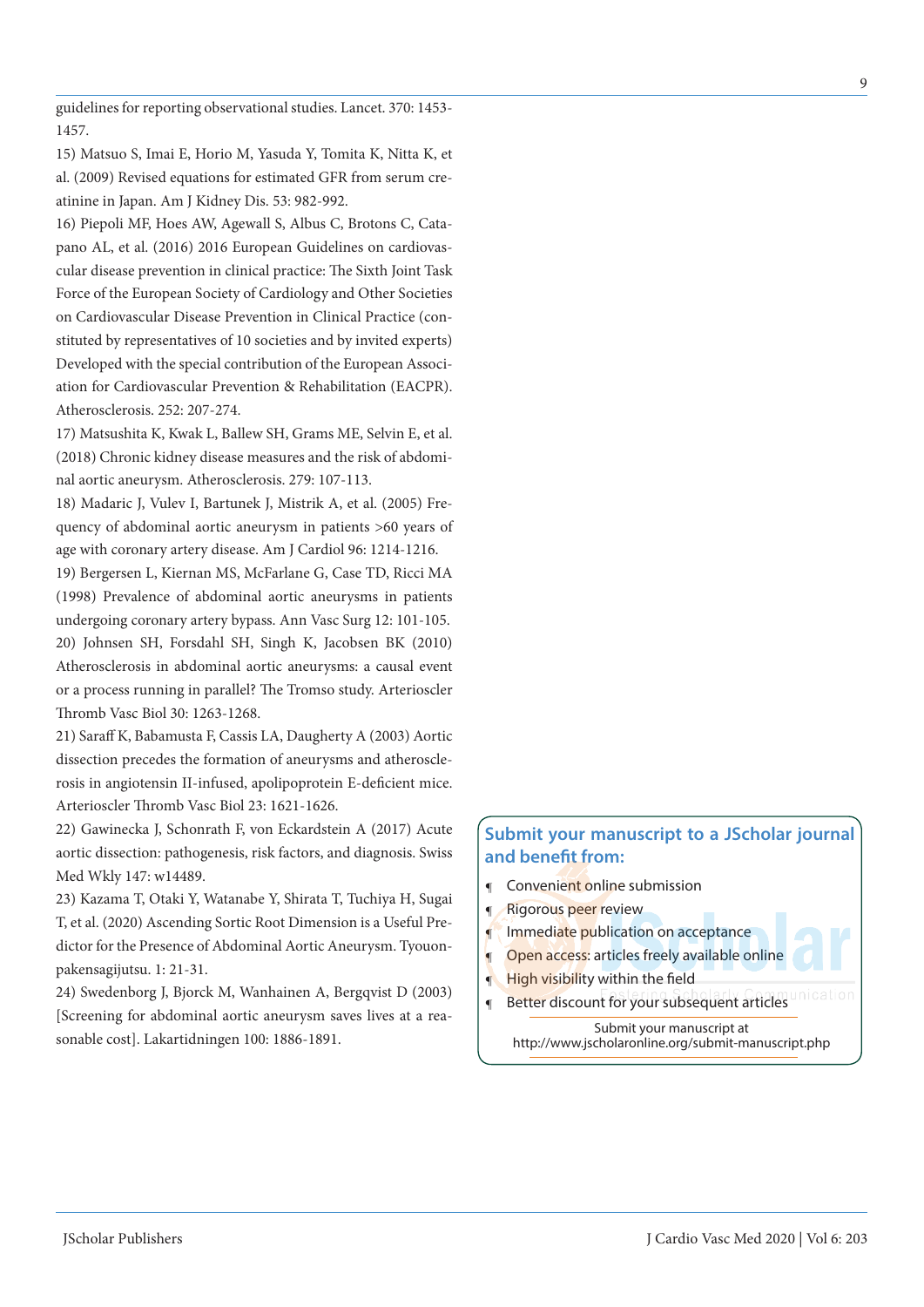guidelines for reporting observational studies. Lancet. 370: 1453-1457.

15) Matsuo S, Imai E, Horio M, Yasuda Y, Tomita K, Nitta K, et al. (2009) Revised equations for estimated GFR from serum creatinine in Japan. Am J Kidney Dis. 53: 982-992.

16) Piepoli MF, Hoes AW, Agewall S, Albus C, Brotons C, Catapano AL, et al. (2016) 2016 European Guidelines on cardiovascular disease prevention in clinical practice: The Sixth Joint Task Force of the European Society of Cardiology and Other Societies on Cardiovascular Disease Prevention in Clinical Practice (constituted by representatives of 10 societies and by invited experts) Developed with the special contribution of the European Association for Cardiovascular Prevention & Rehabilitation (EACPR). Atherosclerosis. 252: 207-274.

17) Matsushita K, Kwak L, Ballew SH, Grams ME, Selvin E, et al. (2018) Chronic kidney disease measures and the risk of abdominal aortic aneurysm. Atherosclerosis. 279: 107-113.

18) Madaric J, Vulev I, Bartunek J, Mistrik A, et al. (2005) Frequency of abdominal aortic aneurysm in patients >60 years of age with coronary artery disease. Am J Cardiol 96: 1214-1216.

19) Bergersen L, Kiernan MS, McFarlane G, Case TD, Ricci MA (1998) Prevalence of abdominal aortic aneurysms in patients undergoing coronary artery bypass. Ann Vasc Surg 12: 101-105.

20) Johnsen SH, Forsdahl SH, Singh K, Jacobsen BK (2010) Atherosclerosis in abdominal aortic aneurysms: a causal event or a process running in parallel? The Tromso study. Arterioscler Thromb Vasc Biol 30: 1263-1268.

21) Saraff K, Babamusta F, Cassis LA, Daugherty A (2003) Aortic dissection precedes the formation of aneurysms and atherosclerosis in angiotensin II-infused, apolipoprotein E-deficient mice. Arterioscler Thromb Vasc Biol 23: 1621-1626.

22) Gawinecka J, Schonrath F, von Eckardstein A (2017) Acute aortic dissection: pathogenesis, risk factors, and diagnosis. Swiss Med Wkly 147: w14489.

23) Kazama T, Otaki Y, Watanabe Y, Shirata T, Tuchiya H, Sugai T, et al. (2020) Ascending Sortic Root Dimension is a Useful Predictor for the Presence of Abdominal Aortic Aneurysm. Tyouonpakensagijutsu. 1: 21-31.

24) Swedenborg J, Bjorck M, Wanhainen A, Bergqvist D (2003) [Screening for abdominal aortic aneurysm saves lives at a reasonable cost]. Lakartidningen 100: 1886-1891.

**Submit your manuscript to a JScholar journal and benefit from:**

- Convenient online submission
- Rigorous peer review
- Immediate publication on acceptance
- Open access: articles freely available online
- High visibility within the field
- Better discount for your subsequent articles

Submit your manuscript at
http://www.jscholaronline.org/submit-manuscript.php